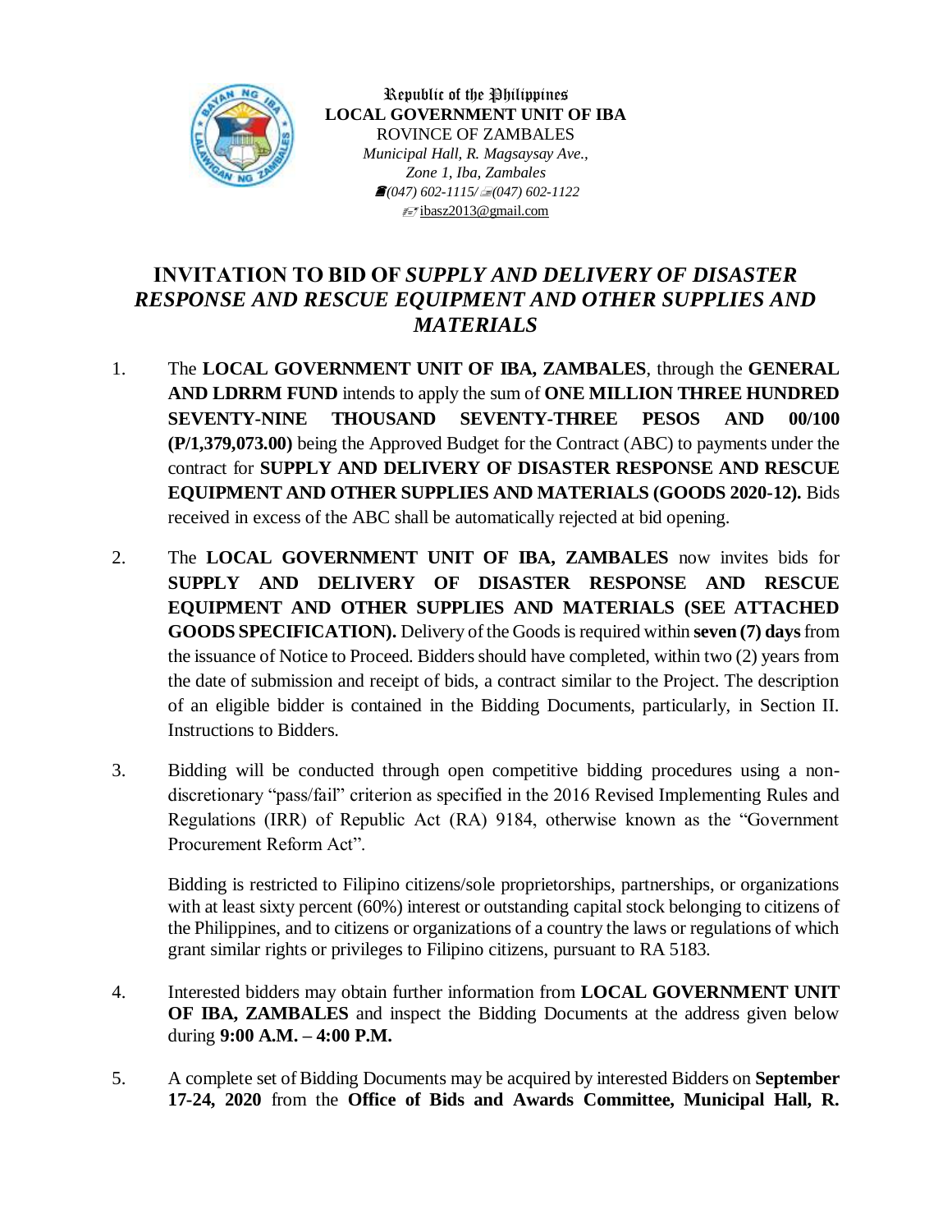Republic of the Philippines
**LOCAL GOVERNMENT UNIT OF IBA**
ROVINCE OF ZAMBALES
*Municipal Hall, R. Magsaysay Ave.,*
*Zone 1, Iba, Zambales*
*(047) 602-1115/ (047) 602-1122*
ibasz2013@gmail.com

# INVITATION TO BID OF *SUPPLY AND DELIVERY OF DISASTER RESPONSE AND RESCUE EQUIPMENT AND OTHER SUPPLIES AND MATERIALS*

1. The **LOCAL GOVERNMENT UNIT OF IBA, ZAMBALES**, through the **GENERAL AND LDRRM FUND** intends to apply the sum of **ONE MILLION THREE HUNDRED SEVENTY-NINE THOUSAND SEVENTY-THREE PESOS AND 00/100 (P/1,379,073.00)** being the Approved Budget for the Contract (ABC) to payments under the contract for **SUPPLY AND DELIVERY OF DISASTER RESPONSE AND RESCUE EQUIPMENT AND OTHER SUPPLIES AND MATERIALS (GOODS 2020-12).** Bids received in excess of the ABC shall be automatically rejected at bid opening.

2. The **LOCAL GOVERNMENT UNIT OF IBA, ZAMBALES** now invites bids for **SUPPLY AND DELIVERY OF DISASTER RESPONSE AND RESCUE EQUIPMENT AND OTHER SUPPLIES AND MATERIALS (SEE ATTACHED GOODS SPECIFICATION).** Delivery of the Goods is required within **seven (7) days** from the issuance of Notice to Proceed. Bidders should have completed, within two (2) years from the date of submission and receipt of bids, a contract similar to the Project. The description of an eligible bidder is contained in the Bidding Documents, particularly, in Section II. Instructions to Bidders.

3. Bidding will be conducted through open competitive bidding procedures using a non-discretionary "pass/fail" criterion as specified in the 2016 Revised Implementing Rules and Regulations (IRR) of Republic Act (RA) 9184, otherwise known as the "Government Procurement Reform Act".

   Bidding is restricted to Filipino citizens/sole proprietorships, partnerships, or organizations with at least sixty percent (60%) interest or outstanding capital stock belonging to citizens of the Philippines, and to citizens or organizations of a country the laws or regulations of which grant similar rights or privileges to Filipino citizens, pursuant to RA 5183.

4. Interested bidders may obtain further information from **LOCAL GOVERNMENT UNIT OF IBA, ZAMBALES** and inspect the Bidding Documents at the address given below during **9:00 A.M. – 4:00 P.M.**

5. A complete set of Bidding Documents may be acquired by interested Bidders on **September 17-24, 2020** from the **Office of Bids and Awards Committee, Municipal Hall, R.**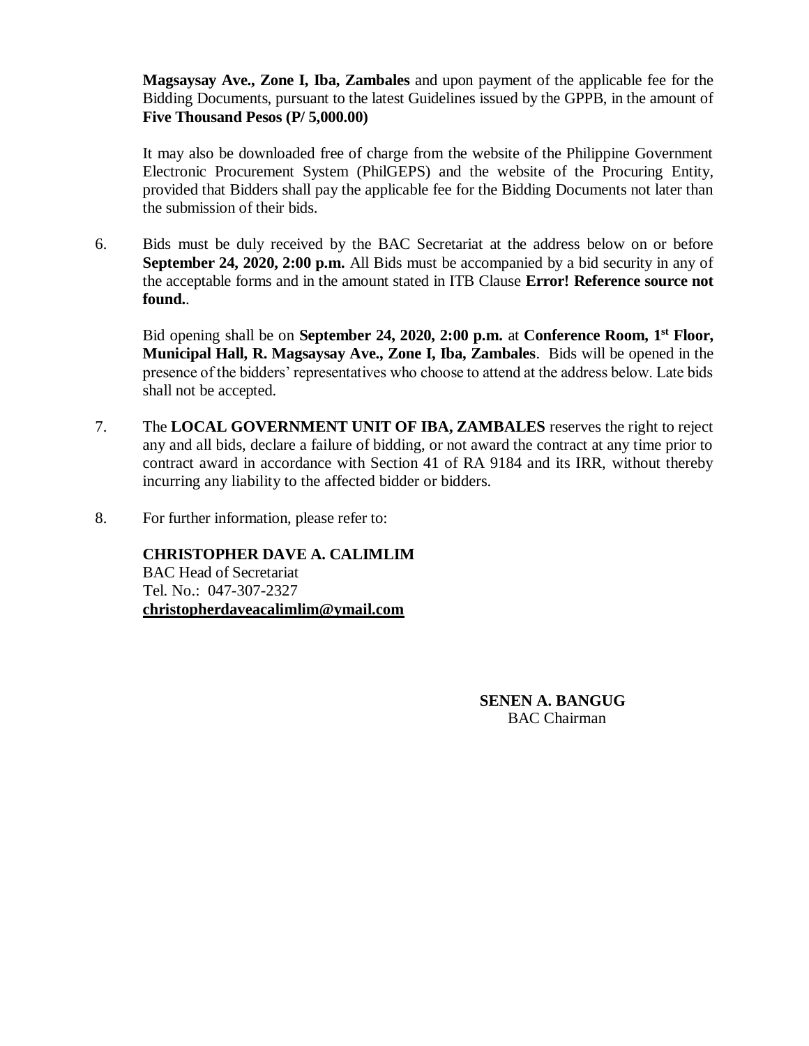**Magsaysay Ave., Zone I, Iba, Zambales** and upon payment of the applicable fee for the Bidding Documents, pursuant to the latest Guidelines issued by the GPPB, in the amount of **Five Thousand Pesos (P/ 5,000.00)**

It may also be downloaded free of charge from the website of the Philippine Government Electronic Procurement System (PhilGEPS) and the website of the Procuring Entity, provided that Bidders shall pay the applicable fee for the Bidding Documents not later than the submission of their bids.

6. Bids must be duly received by the BAC Secretariat at the address below on or before **September 24, 2020, 2:00 p.m.** All Bids must be accompanied by a bid security in any of the acceptable forms and in the amount stated in ITB Clause **Error! Reference source not found.**.

   Bid opening shall be on **September 24, 2020, 2:00 p.m.** at **Conference Room, 1st Floor, Municipal Hall, R. Magsaysay Ave., Zone I, Iba, Zambales**. Bids will be opened in the presence of the bidders' representatives who choose to attend at the address below. Late bids shall not be accepted.

7. The **LOCAL GOVERNMENT UNIT OF IBA, ZAMBALES** reserves the right to reject any and all bids, declare a failure of bidding, or not award the contract at any time prior to contract award in accordance with Section 41 of RA 9184 and its IRR, without thereby incurring any liability to the affected bidder or bidders.

8. For further information, please refer to:

   **CHRISTOPHER DAVE A. CALIMLIM**
   BAC Head of Secretariat
   Tel. No.: 047-307-2327
   **christopherdaveacalimlim@ymail.com**

**SENEN A. BANGUG**
BAC Chairman